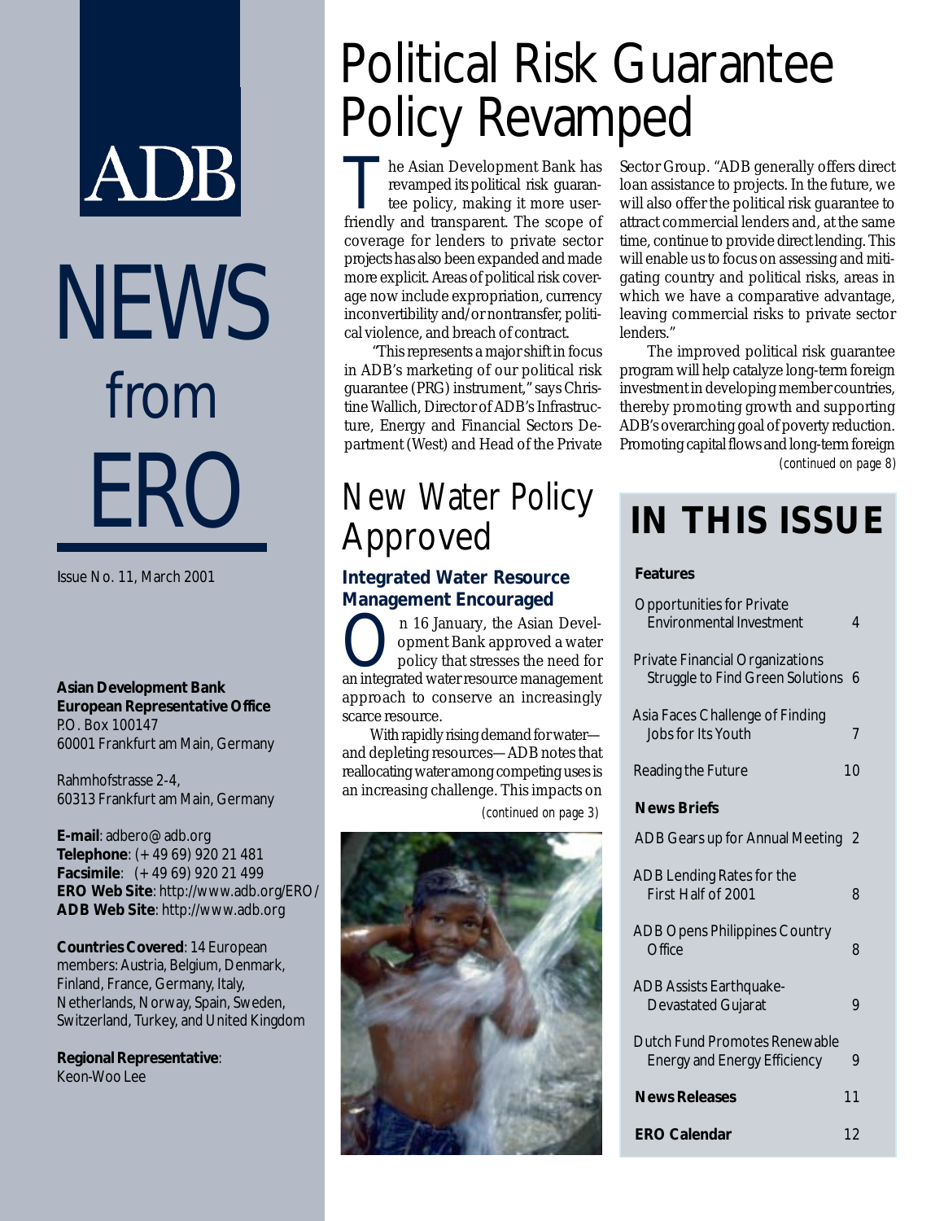# ADB NEWS from ERO

Issue No. 11, March 2001

**Asian Development Bank**
**European Representative Office**
P.O. Box 100147
60001 Frankfurt am Main, Germany

Rahmhofstrasse 2-4,
60313 Frankfurt am Main, Germany

**E-mail**: adbero@adb.org
**Telephone**: (+49 69) 920 21 481
**Facsimile**: (+49 69) 920 21 499
**ERO Web Site**: http://www.adb.org/ERO/
**ADB Web Site**: http://www.adb.org

**Countries Covered**: 14 European members: Austria, Belgium, Denmark, Finland, France, Germany, Italy, Netherlands, Norway, Spain, Sweden, Switzerland, Turkey, and United Kingdom

**Regional Representative**:
Keon-Woo Lee

# Political Risk Guarantee Policy Revamped

The Asian Development Bank has revamped its political risk guarantee policy, making it more user-friendly and transparent. The scope of coverage for lenders to private sector projects has also been expanded and made more explicit. Areas of political risk coverage now include expropriation, currency inconvertibility and/or nontransfer, political violence, and breach of contract.

"This represents a major shift in focus in ADB's marketing of our political risk guarantee (PRG) instrument," says Christine Wallich, Director of ADB's Infrastructure, Energy and Financial Sectors Department (West) and Head of the Private Sector Group. "ADB generally offers direct loan assistance to projects. In the future, we will also offer the political risk guarantee to attract commercial lenders and, at the same time, continue to provide direct lending. This will enable us to focus on assessing and mitigating country and political risks, areas in which we have a comparative advantage, leaving commercial risks to private sector lenders."

The improved political risk guarantee program will help catalyze long-term foreign investment in developing member countries, thereby promoting growth and supporting ADB's overarching goal of poverty reduction. Promoting capital flows and long-term foreign

*(continued on page 8)*

# New Water Policy Approved

### Integrated Water Resource Management Encouraged

On 16 January, the Asian Development Bank approved a water policy that stresses the need for an integrated water resource management approach to conserve an increasingly scarce resource.

With rapidly rising demand for water—and depleting resources—ADB notes that reallocating water among competing uses is an increasing challenge. This impacts on

*(continued on page 3)*

## IN THIS ISSUE

| **Features** | |
|---|---|
| Opportunities for Private Environmental Investment | 4 |
| Private Financial Organizations Struggle to Find Green Solutions | 6 |
| Asia Faces Challenge of Finding Jobs for Its Youth | 7 |
| Reading the Future | 10 |
| **News Briefs** | |
| ADB Gears up for Annual Meeting | 2 |
| ADB Lending Rates for the First Half of 2001 | 8 |
| ADB Opens Philippines Country Office | 8 |
| ADB Assists Earthquake-Devastated Gujarat | 9 |
| Dutch Fund Promotes Renewable Energy and Energy Efficiency | 9 |
| **News Releases** | 11 |
| **ERO Calendar** | 12 |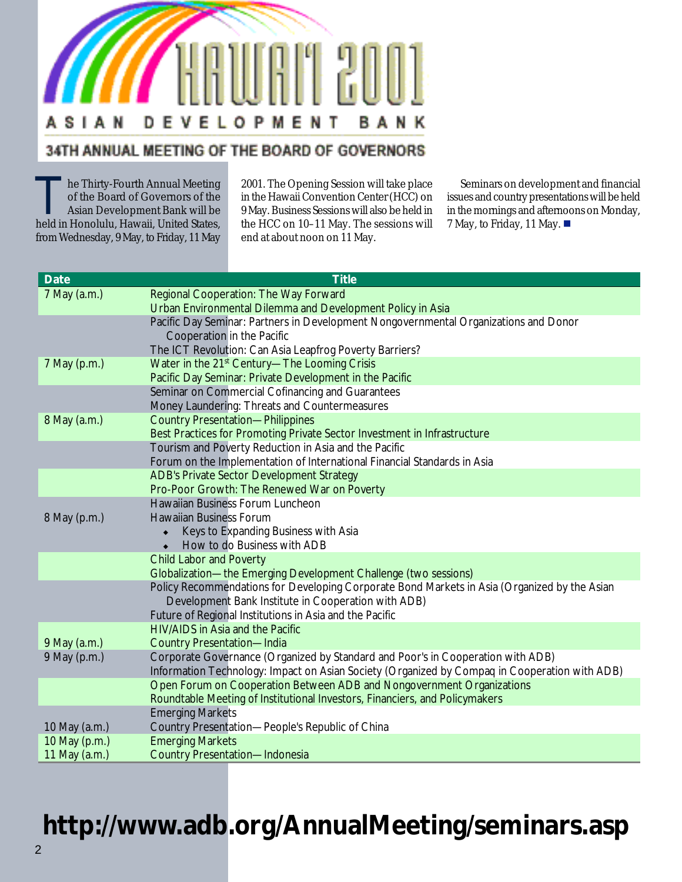# HAWAII 2001

## ASIAN DEVELOPMENT BANK

### 34TH ANNUAL MEETING OF THE BOARD OF GOVERNORS

The Thirty-Fourth Annual Meeting of the Board of Governors of the Asian Development Bank will be held in Honolulu, Hawaii, United States, from Wednesday, 9 May, to Friday, 11 May 2001. The Opening Session will take place in the Hawaii Convention Center (HCC) on 9 May. Business Sessions will also be held in the HCC on 10–11 May. The sessions will end at about noon on 11 May.

Seminars on development and financial issues and country presentations will be held in the mornings and afternoons on Monday, 7 May, to Friday, 11 May.

| Date | Title |
|---|---|
| 7 May (a.m.) | Regional Cooperation: The Way Forward |
| | Urban Environmental Dilemma and Development Policy in Asia |
| | Pacific Day Seminar: Partners in Development Nongovernmental Organizations and Donor Cooperation in the Pacific |
| | The ICT Revolution: Can Asia Leapfrog Poverty Barriers? |
| 7 May (p.m.) | Water in the 21st Century—The Looming Crisis |
| | Pacific Day Seminar: Private Development in the Pacific |
| | Seminar on Commercial Cofinancing and Guarantees |
| | Money Laundering: Threats and Countermeasures |
| 8 May (a.m.) | Country Presentation—Philippines |
| | Best Practices for Promoting Private Sector Investment in Infrastructure |
| | Tourism and Poverty Reduction in Asia and the Pacific |
| | Forum on the Implementation of International Financial Standards in Asia |
| | ADB's Private Sector Development Strategy |
| | Pro-Poor Growth: The Renewed War on Poverty |
| | Hawaiian Business Forum Luncheon |
| 8 May (p.m.) | Hawaiian Business Forum<br>◆ Keys to Expanding Business with Asia<br>◆ How to do Business with ADB |
| | Child Labor and Poverty |
| | Globalization—the Emerging Development Challenge (two sessions) |
| | Policy Recommendations for Developing Corporate Bond Markets in Asia (Organized by the Asian Development Bank Institute in Cooperation with ADB) |
| | Future of Regional Institutions in Asia and the Pacific |
| | HIV/AIDS in Asia and the Pacific |
| 9 May (a.m.) | Country Presentation—India |
| 9 May (p.m.) | Corporate Governance (Organized by Standard and Poor's in Cooperation with ADB) |
| | Information Technology: Impact on Asian Society (Organized by Compaq in Cooperation with ADB) |
| | Open Forum on Cooperation Between ADB and Nongovernment Organizations |
| | Roundtable Meeting of Institutional Investors, Financiers, and Policymakers |
| | Emerging Markets |
| 10 May (a.m.) | Country Presentation—People's Republic of China |
| 10 May (p.m.) | Emerging Markets |
| 11 May (a.m.) | Country Presentation—Indonesia |

**http://www.adb.org/AnnualMeeting/seminars.asp**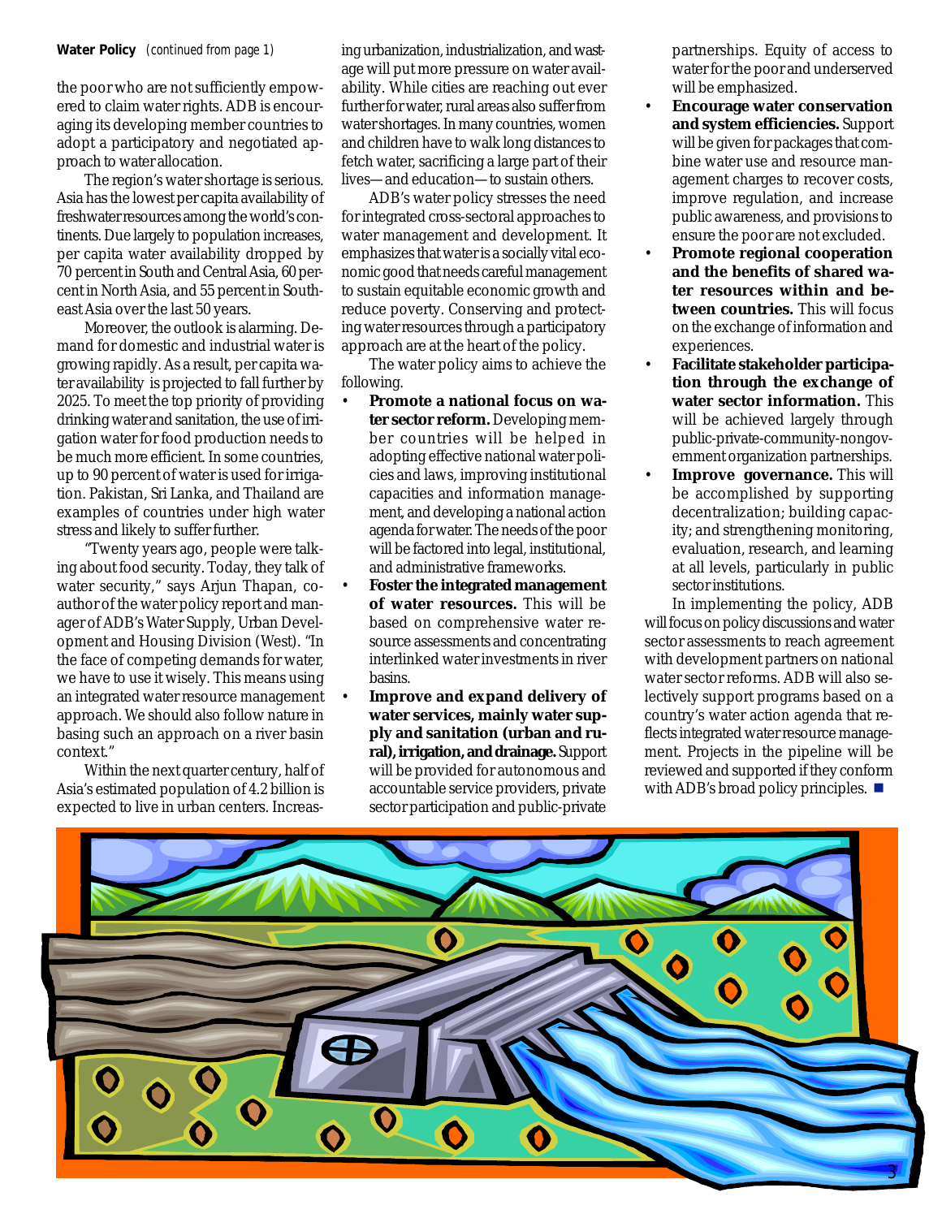**Water Policy** *(continued from page 1)*

the poor who are not sufficiently empowered to claim water rights. ADB is encouraging its developing member countries to adopt a participatory and negotiated approach to water allocation.

The region's water shortage is serious. Asia has the lowest per capita availability of freshwater resources among the world's continents. Due largely to population increases, per capita water availability dropped by 70 percent in South and Central Asia, 60 percent in North Asia, and 55 percent in Southeast Asia over the last 50 years.

Moreover, the outlook is alarming. Demand for domestic and industrial water is growing rapidly. As a result, per capita water availability is projected to fall further by 2025. To meet the top priority of providing drinking water and sanitation, the use of irrigation water for food production needs to be much more efficient. In some countries, up to 90 percent of water is used for irrigation. Pakistan, Sri Lanka, and Thailand are examples of countries under high water stress and likely to suffer further.

"Twenty years ago, people were talking about food security. Today, they talk of water security," says Arjun Thapan, coauthor of the water policy report and manager of ADB's Water Supply, Urban Development and Housing Division (West). "In the face of competing demands for water, we have to use it wisely. This means using an integrated water resource management approach. We should also follow nature in basing such an approach on a river basin context."

Within the next quarter century, half of Asia's estimated population of 4.2 billion is expected to live in urban centers. Increasing urbanization, industrialization, and wastage will put more pressure on water availability. While cities are reaching out ever further for water, rural areas also suffer from water shortages. In many countries, women and children have to walk long distances to fetch water, sacrificing a large part of their lives—and education—to sustain others.

ADB's water policy stresses the need for integrated cross-sectoral approaches to water management and development. It emphasizes that water is a socially vital economic good that needs careful management to sustain equitable economic growth and reduce poverty. Conserving and protecting water resources through a participatory approach are at the heart of the policy.

The water policy aims to achieve the following.

- **Promote a national focus on water sector reform.** Developing member countries will be helped in adopting effective national water policies and laws, improving institutional capacities and information management, and developing a national action agenda for water. The needs of the poor will be factored into legal, institutional, and administrative frameworks.
- **Foster the integrated management of water resources.** This will be based on comprehensive water resource assessments and concentrating interlinked water investments in river basins.
- **Improve and expand delivery of water services, mainly water supply and sanitation (urban and rural), irrigation, and drainage.** Support will be provided for autonomous and accountable service providers, private sector participation and public-private partnerships. Equity of access to water for the poor and underserved will be emphasized.
- **Encourage water conservation and system efficiencies.** Support will be given for packages that combine water use and resource management charges to recover costs, improve regulation, and increase public awareness, and provisions to ensure the poor are not excluded.
- **Promote regional cooperation and the benefits of shared water resources within and between countries.** This will focus on the exchange of information and experiences.
- **Facilitate stakeholder participation through the exchange of water sector information.** This will be achieved largely through public-private-community-nongovernment organization partnerships.
- **Improve governance.** This will be accomplished by supporting decentralization; building capacity; and strengthening monitoring, evaluation, research, and learning at all levels, particularly in public sector institutions.

In implementing the policy, ADB will focus on policy discussions and water sector assessments to reach agreement with development partners on national water sector reforms. ADB will also selectively support programs based on a country's water action agenda that reflects integrated water resource management. Projects in the pipeline will be reviewed and supported if they conform with ADB's broad policy principles. ■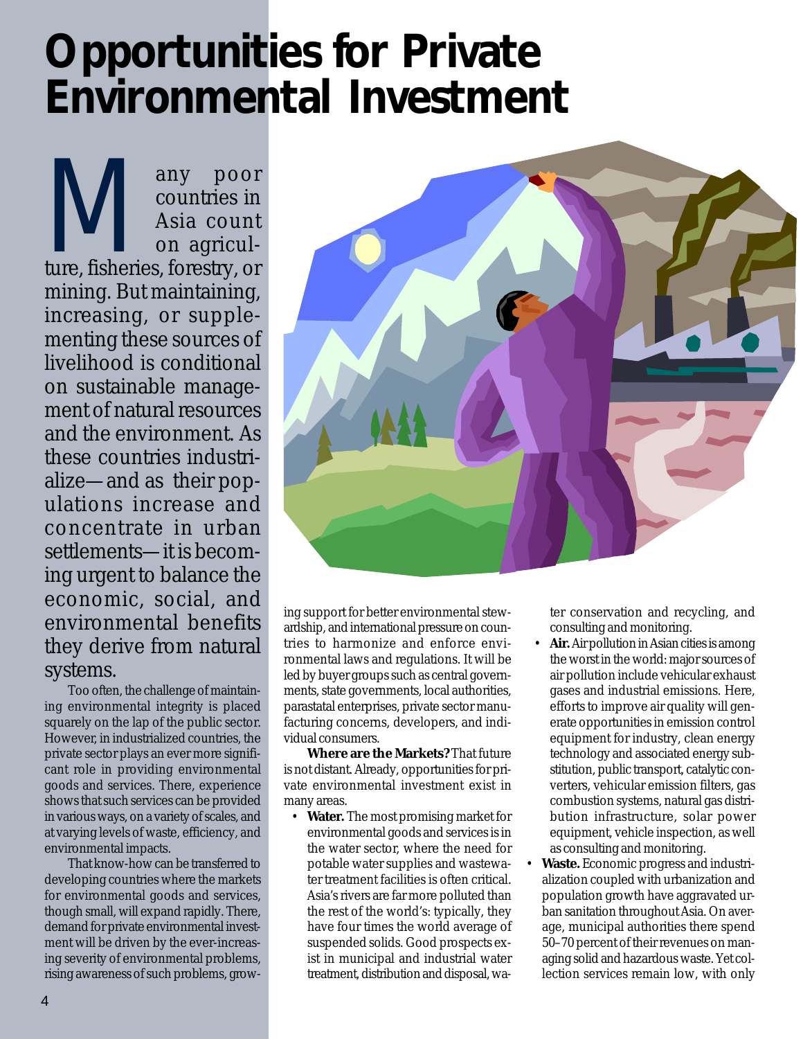# Opportunities for Private Environmental Investment

Many poor countries in Asia count on agriculture, fisheries, forestry, or mining. But maintaining, increasing, or supplementing these sources of livelihood is conditional on sustainable management of natural resources and the environment. As these countries industrialize—and as their populations increase and concentrate in urban settlements—it is becoming urgent to balance the economic, social, and environmental benefits they derive from natural systems.

Too often, the challenge of maintaining environmental integrity is placed squarely on the lap of the public sector. However, in industrialized countries, the private sector plays an ever more significant role in providing environmental goods and services. There, experience shows that such services can be provided in various ways, on a variety of scales, and at varying levels of waste, efficiency, and environmental impacts.

That know-how can be transferred to developing countries where the markets for environmental goods and services, though small, will expand rapidly. There, demand for private environmental investment will be driven by the ever-increasing severity of environmental problems, rising awareness of such problems, growing support for better environmental stewardship, and international pressure on countries to harmonize and enforce environmental laws and regulations. It will be led by buyer groups such as central governments, state governments, local authorities, parastatal enterprises, private sector manufacturing concerns, developers, and individual consumers.

**Where are the Markets?** That future is not distant. Already, opportunities for private environmental investment exist in many areas.

- **Water.** The most promising market for environmental goods and services is in the water sector, where the need for potable water supplies and wastewater treatment facilities is often critical. Asia's rivers are far more polluted than the rest of the world's: typically, they have four times the world average of suspended solids. Good prospects exist in municipal and industrial water treatment, distribution and disposal, water conservation and recycling, and consulting and monitoring.
- **Air.** Air pollution in Asian cities is among the worst in the world: major sources of air pollution include vehicular exhaust gases and industrial emissions. Here, efforts to improve air quality will generate opportunities in emission control equipment for industry, clean energy technology and associated energy substitution, public transport, catalytic converters, vehicular emission filters, gas combustion systems, natural gas distribution infrastructure, solar power equipment, vehicle inspection, as well as consulting and monitoring.
- **Waste.** Economic progress and industrialization coupled with urbanization and population growth have aggravated urban sanitation throughout Asia. On average, municipal authorities there spend 50–70 percent of their revenues on managing solid and hazardous waste. Yet collection services remain low, with only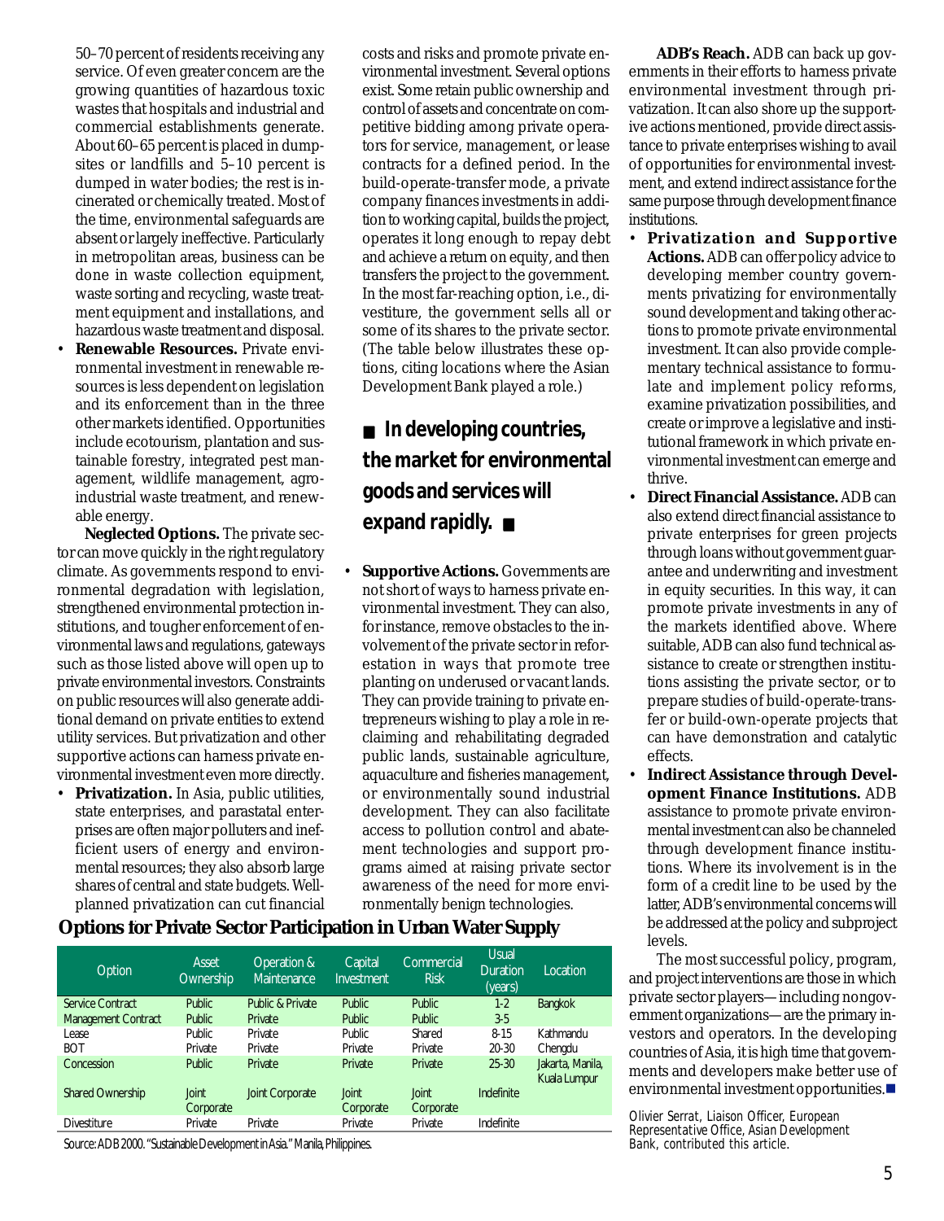50–70 percent of residents receiving any service. Of even greater concern are the growing quantities of hazardous toxic wastes that hospitals and industrial and commercial establishments generate. About 60–65 percent is placed in dumpsites or landfills and 5–10 percent is dumped in water bodies; the rest is incinerated or chemically treated. Most of the time, environmental safeguards are absent or largely ineffective. Particularly in metropolitan areas, business can be done in waste collection equipment, waste sorting and recycling, waste treatment equipment and installations, and hazardous waste treatment and disposal.

- **Renewable Resources.** Private environmental investment in renewable resources is less dependent on legislation and its enforcement than in the three other markets identified. Opportunities include ecotourism, plantation and sustainable forestry, integrated pest management, wildlife management, agroindustrial waste treatment, and renewable energy.

**Neglected Options.** The private sector can move quickly in the right regulatory climate. As governments respond to environmental degradation with legislation, strengthened environmental protection institutions, and tougher enforcement of environmental laws and regulations, gateways such as those listed above will open up to private environmental investors. Constraints on public resources will also generate additional demand on private entities to extend utility services. But privatization and other supportive actions can harness private environmental investment even more directly.

- **Privatization.** In Asia, public utilities, state enterprises, and parastatal enterprises are often major polluters and inefficient users of energy and environmental resources; they also absorb large shares of central and state budgets. Well-planned privatization can cut financial costs and risks and promote private environmental investment. Several options exist. Some retain public ownership and control of assets and concentrate on competitive bidding among private operators for service, management, or lease contracts for a defined period. In the build-operate-transfer mode, a private company finances investments in addition to working capital, builds the project, operates it long enough to repay debt and achieve a return on equity, and then transfers the project to the government. In the most far-reaching option, i.e., divestiture, the government sells all or some of its shares to the private sector. (The table below illustrates these options, citing locations where the Asian Development Bank played a role.)

■ **In developing countries, the market for environmental goods and services will expand rapidly.** ■

- **Supportive Actions.** Governments are not short of ways to harness private environmental investment. They can also, for instance, remove obstacles to the involvement of the private sector in reforestation in ways that promote tree planting on underused or vacant lands. They can provide training to private entrepreneurs wishing to play a role in reclaiming and rehabilitating degraded public lands, sustainable agriculture, aquaculture and fisheries management, or environmentally sound industrial development. They can also facilitate access to pollution control and abatement technologies and support programs aimed at raising private sector awareness of the need for more environmentally benign technologies.

**Options for Private Sector Participation in Urban Water Supply**

| Option | Asset Ownership | Operation & Maintenance | Capital Investment | Commercial Risk | Usual Duration (years) | Location |
|---|---|---|---|---|---|---|
| Service Contract | Public | Public & Private | Public | Public | 1-2 | Bangkok |
| Management Contract | Public | Private | Public | Public | 3-5 | |
| Lease | Public | Private | Public | Shared | 8-15 | Kathmandu |
| BOT | Private | Private | Private | Private | 20-30 | Chengdu |
| Concession | Public | Private | Private | Private | 25-30 | Jakarta, Manila, Kuala Lumpur |
| Shared Ownership | Joint Corporate | Joint Corporate | Joint Corporate | Joint Corporate | Indefinite | |
| Divestiture | Private | Private | Private | Private | Indefinite | |

Source: ADB 2000. "Sustainable Development in Asia." Manila, Philippines.

**ADB's Reach.** ADB can back up governments in their efforts to harness private environmental investment through privatization. It can also shore up the supportive actions mentioned, provide direct assistance to private enterprises wishing to avail of opportunities for environmental investment, and extend indirect assistance for the same purpose through development finance institutions.

- **Privatization and Supportive Actions.** ADB can offer policy advice to developing member country governments privatizing for environmentally sound development and taking other actions to promote private environmental investment. It can also provide complementary technical assistance to formulate and implement policy reforms, examine privatization possibilities, and create or improve a legislative and institutional framework in which private environmental investment can emerge and thrive.
- **Direct Financial Assistance.** ADB can also extend direct financial assistance to private enterprises for green projects through loans without government guarantee and underwriting and investment in equity securities. In this way, it can promote private investments in any of the markets identified above. Where suitable, ADB can also fund technical assistance to create or strengthen institutions assisting the private sector, or to prepare studies of build-operate-transfer or build-own-operate projects that can have demonstration and catalytic effects.
- **Indirect Assistance through Development Finance Institutions.** ADB assistance to promote private environmental investment can also be channeled through development finance institutions. Where its involvement is in the form of a credit line to be used by the latter, ADB's environmental concerns will be addressed at the policy and subproject levels.

The most successful policy, program, and project interventions are those in which private sector players—including nongovernment organizations—are the primary investors and operators. In the developing countries of Asia, it is high time that governments and developers make better use of environmental investment opportunities. ■

*Olivier Serrat, Liaison Officer, European Representative Office, Asian Development Bank, contributed this article.*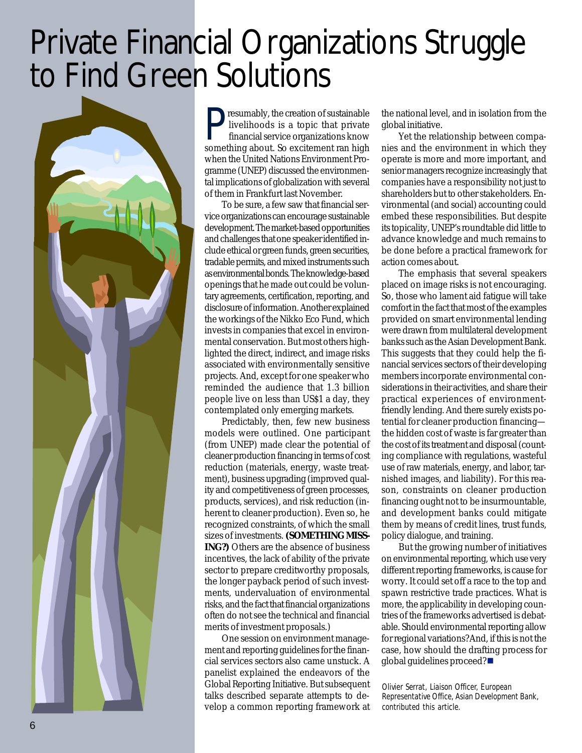# Private Financial Organizations Struggle to Find Green Solutions

Presumably, the creation of sustainable livelihoods is a topic that private financial service organizations know something about. So excitement ran high when the United Nations Environment Programme (UNEP) discussed the environmental implications of globalization with several of them in Frankfurt last November.

To be sure, a few saw that financial service organizations can encourage sustainable development. The market-based opportunities and challenges that one speaker identified include ethical or green funds, green securities, tradable permits, and mixed instruments such as environmental bonds. The knowledge-based openings that he made out could be voluntary agreements, certification, reporting, and disclosure of information. Another explained the workings of the Nikko Eco Fund, which invests in companies that excel in environmental conservation. But most others highlighted the direct, indirect, and image risks associated with environmentally sensitive projects. And, except for one speaker who reminded the audience that 1.3 billion people live on less than US$1 a day, they contemplated only emerging markets.

Predictably, then, few new business models were outlined. One participant (from UNEP) made clear the potential of cleaner production financing in terms of cost reduction (materials, energy, waste treatment), business upgrading (improved quality and competitiveness of green processes, products, services), and risk reduction (inherent to cleaner production). Even so, he recognized constraints, of which the small sizes of investments. **(SOMETHING MISSING?)** Others are the absence of business incentives, the lack of ability of the private sector to prepare creditworthy proposals, the longer payback period of such investments, undervaluation of environmental risks, and the fact that financial organizations often do not see the technical and financial merits of investment proposals.)

One session on environment management and reporting guidelines for the financial services sectors also came unstuck. A panelist explained the endeavors of the Global Reporting Initiative. But subsequent talks described separate attempts to develop a common reporting framework at the national level, and in isolation from the global initiative.

Yet the relationship between companies and the environment in which they operate is more and more important, and senior managers recognize increasingly that companies have a responsibility not just to shareholders but to other stakeholders. Environmental (and social) accounting could embed these responsibilities. But despite its topicality, UNEP's roundtable did little to advance knowledge and much remains to be done before a practical framework for action comes about.

The emphasis that several speakers placed on image risks is not encouraging. So, those who lament aid fatigue will take comfort in the fact that most of the examples provided on smart environmental lending were drawn from multilateral development banks such as the Asian Development Bank. This suggests that they could help the financial services sectors of their developing members incorporate environmental considerations in their activities, and share their practical experiences of environment-friendly lending. And there surely exists potential for cleaner production financing—the hidden cost of waste is far greater than the cost of its treatment and disposal (counting compliance with regulations, wasteful use of raw materials, energy, and labor, tarnished images, and liability). For this reason, constraints on cleaner production financing ought not to be insurmountable, and development banks could mitigate them by means of credit lines, trust funds, policy dialogue, and training.

But the growing number of initiatives on environmental reporting, which use very different reporting frameworks, is cause for worry. It could set off a race to the top and spawn restrictive trade practices. What is more, the applicability in developing countries of the frameworks advertised is debatable. Should environmental reporting allow for regional variations? And, if this is not the case, how should the drafting process for global guidelines proceed? ■

*Olivier Serrat, Liaison Officer, European Representative Office, Asian Development Bank, contributed this article.*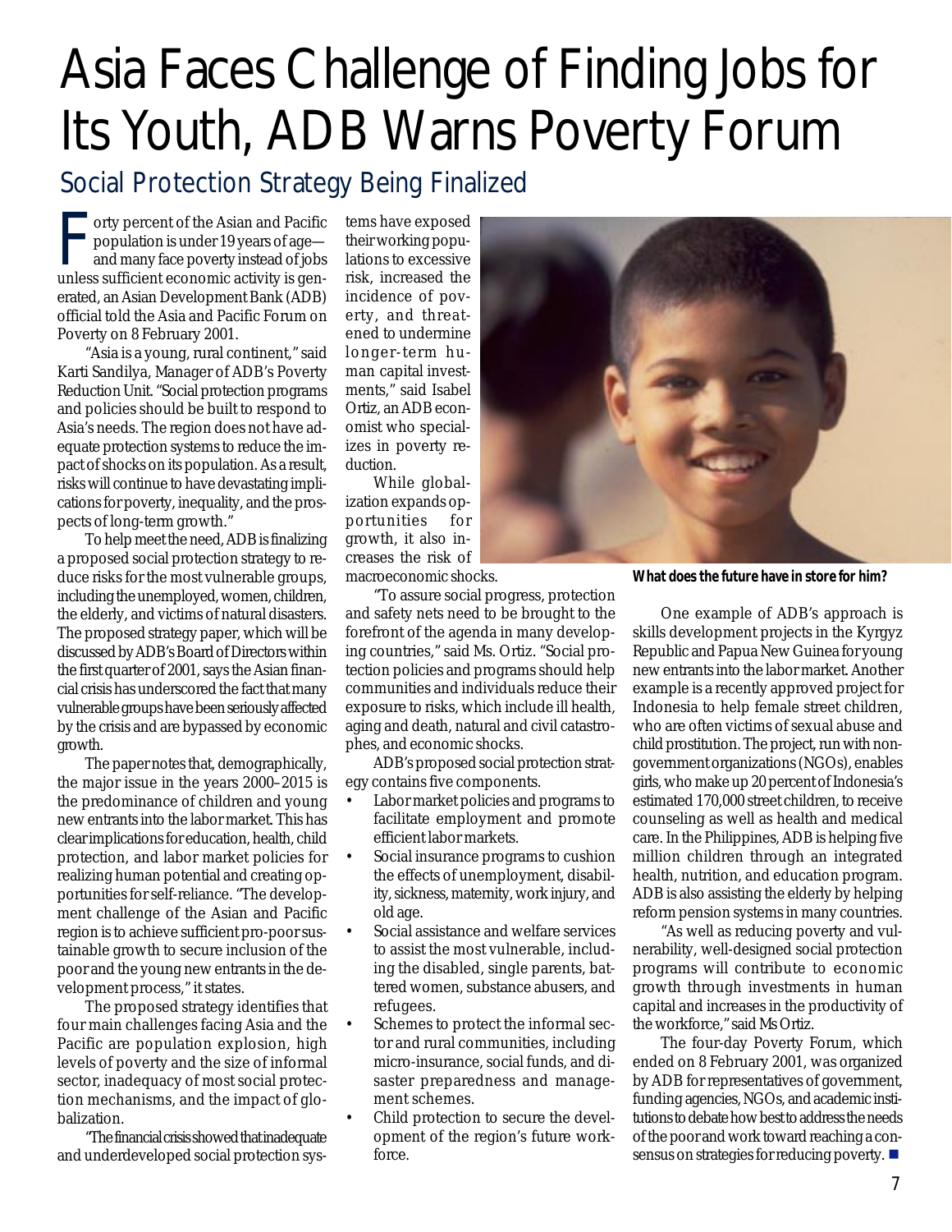# Asia Faces Challenge of Finding Jobs for Its Youth, ADB Warns Poverty Forum

## Social Protection Strategy Being Finalized

Forty percent of the Asian and Pacific population is under 19 years of age—and many face poverty instead of jobs unless sufficient economic activity is generated, an Asian Development Bank (ADB) official told the Asia and Pacific Forum on Poverty on 8 February 2001.

"Asia is a young, rural continent," said Karti Sandilya, Manager of ADB's Poverty Reduction Unit. "Social protection programs and policies should be built to respond to Asia's needs. The region does not have adequate protection systems to reduce the impact of shocks on its population. As a result, risks will continue to have devastating implications for poverty, inequality, and the prospects of long-term growth."

To help meet the need, ADB is finalizing a proposed social protection strategy to reduce risks for the most vulnerable groups, including the unemployed, women, children, the elderly, and victims of natural disasters. The proposed strategy paper, which will be discussed by ADB's Board of Directors within the first quarter of 2001, says the Asian financial crisis has underscored the fact that many vulnerable groups have been seriously affected by the crisis and are bypassed by economic growth.

The paper notes that, demographically, the major issue in the years 2000–2015 is the predominance of children and young new entrants into the labor market. This has clear implications for education, health, child protection, and labor market policies for realizing human potential and creating opportunities for self-reliance. "The development challenge of the Asian and Pacific region is to achieve sufficient pro-poor sustainable growth to secure inclusion of the poor and the young new entrants in the development process," it states.

The proposed strategy identifies that four main challenges facing Asia and the Pacific are population explosion, high levels of poverty and the size of informal sector, inadequacy of most social protection mechanisms, and the impact of globalization.

"The financial crisis showed that inadequate and underdeveloped social protection systems have exposed their working populations to excessive risk, increased the incidence of poverty, and threatened to undermine longer-term human capital investments," said Isabel Ortiz, an ADB economist who specializes in poverty reduction.

While globalization expands opportunities for growth, it also increases the risk of macroeconomic shocks.

"To assure social progress, protection and safety nets need to be brought to the forefront of the agenda in many developing countries," said Ms. Ortiz. "Social protection policies and programs should help communities and individuals reduce their exposure to risks, which include ill health, aging and death, natural and civil catastrophes, and economic shocks.

ADB's proposed social protection strategy contains five components.

- Labor market policies and programs to facilitate employment and promote efficient labor markets.
- Social insurance programs to cushion the effects of unemployment, disability, sickness, maternity, work injury, and old age.
- Social assistance and welfare services to assist the most vulnerable, including the disabled, single parents, battered women, substance abusers, and refugees.
- Schemes to protect the informal sector and rural communities, including micro-insurance, social funds, and disaster preparedness and management schemes.
- Child protection to secure the development of the region's future workforce.

**What does the future have in store for him?**

One example of ADB's approach is skills development projects in the Kyrgyz Republic and Papua New Guinea for young new entrants into the labor market. Another example is a recently approved project for Indonesia to help female street children, who are often victims of sexual abuse and child prostitution. The project, run with nongovernment organizations (NGOs), enables girls, who make up 20 percent of Indonesia's estimated 170,000 street children, to receive counseling as well as health and medical care. In the Philippines, ADB is helping five million children through an integrated health, nutrition, and education program. ADB is also assisting the elderly by helping reform pension systems in many countries.

"As well as reducing poverty and vulnerability, well-designed social protection programs will contribute to economic growth through investments in human capital and increases in the productivity of the workforce," said Ms Ortiz.

The four-day Poverty Forum, which ended on 8 February 2001, was organized by ADB for representatives of government, funding agencies, NGOs, and academic institutions to debate how best to address the needs of the poor and work toward reaching a consensus on strategies for reducing poverty. ■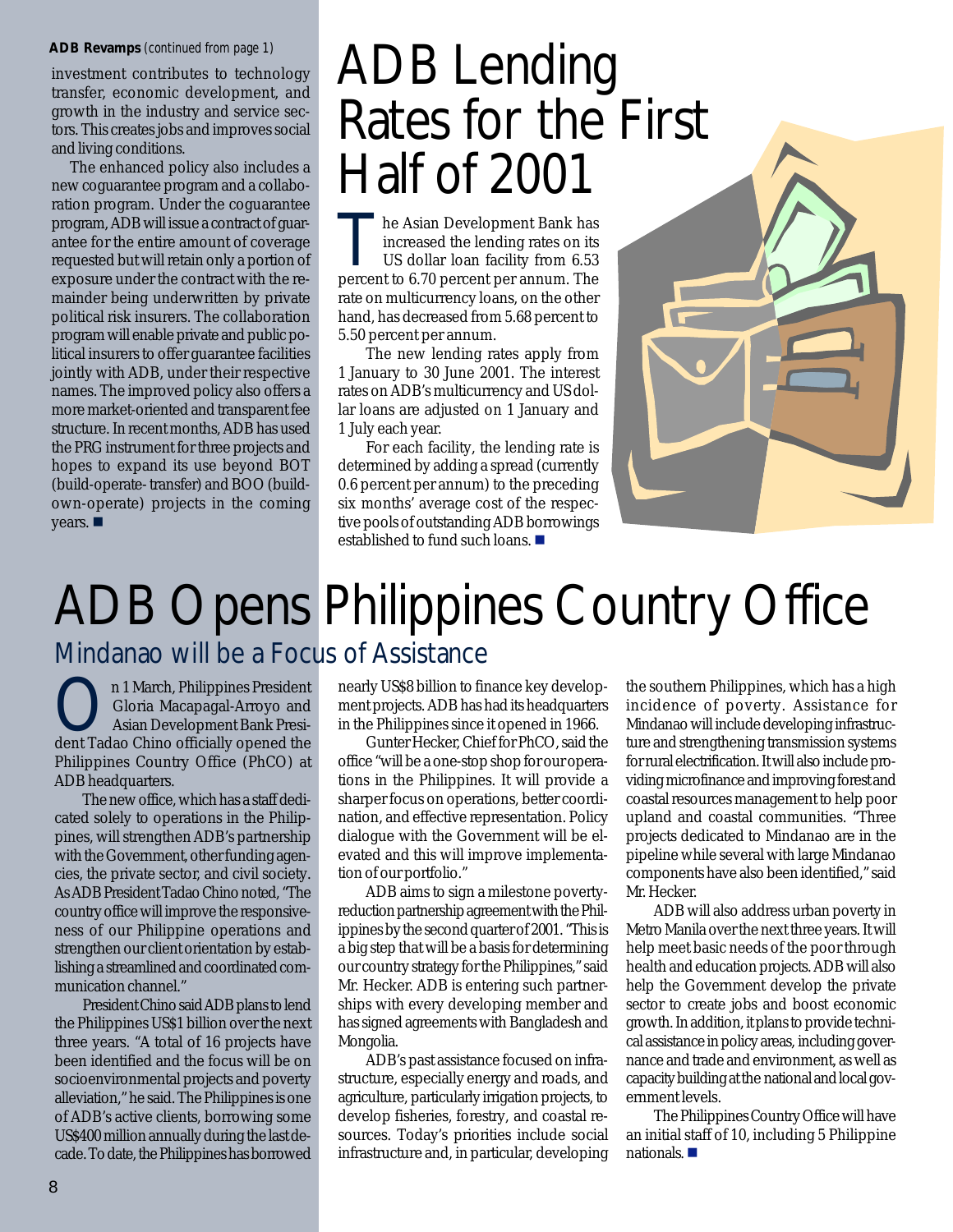**ADB Revamps** *(continued from page 1)*

investment contributes to technology transfer, economic development, and growth in the industry and service sectors. This creates jobs and improves social and living conditions.

The enhanced policy also includes a new coguarantee program and a collaboration program. Under the coguarantee program, ADB will issue a contract of guarantee for the entire amount of coverage requested but will retain only a portion of exposure under the contract with the remainder being underwritten by private political risk insurers. The collaboration program will enable private and public political insurers to offer guarantee facilities jointly with ADB, under their respective names. The improved policy also offers a more market-oriented and transparent fee structure. In recent months, ADB has used the PRG instrument for three projects and hopes to expand its use beyond BOT (build-operate- transfer) and BOO (build-own-operate) projects in the coming years. ■

# ADB Lending Rates for the First Half of 2001

The Asian Development Bank has increased the lending rates on its US dollar loan facility from 6.53 percent to 6.70 percent per annum. The rate on multicurrency loans, on the other hand, has decreased from 5.68 percent to 5.50 percent per annum.

The new lending rates apply from 1 January to 30 June 2001. The interest rates on ADB's multicurrency and US dollar loans are adjusted on 1 January and 1 July each year.

For each facility, the lending rate is determined by adding a spread (currently 0.6 percent per annum) to the preceding six months' average cost of the respective pools of outstanding ADB borrowings established to fund such loans. ■

# ADB Opens Philippines Country Office

## Mindanao will be a Focus of Assistance

On 1 March, Philippines President Gloria Macapagal-Arroyo and Asian Development Bank President Tadao Chino officially opened the Philippines Country Office (PhCO) at ADB headquarters.

The new office, which has a staff dedicated solely to operations in the Philippines, will strengthen ADB's partnership with the Government, other funding agencies, the private sector, and civil society. As ADB President Tadao Chino noted, "The country office will improve the responsiveness of our Philippine operations and strengthen our client orientation by establishing a streamlined and coordinated communication channel."

President Chino said ADB plans to lend the Philippines US$1 billion over the next three years. "A total of 16 projects have been identified and the focus will be on socioenvironmental projects and poverty alleviation," he said. The Philippines is one of ADB's active clients, borrowing some US$400 million annually during the last decade. To date, the Philippines has borrowed nearly US$8 billion to finance key development projects. ADB has had its headquarters in the Philippines since it opened in 1966.

Gunter Hecker, Chief for PhCO, said the office "will be a one-stop shop for our operations in the Philippines. It will provide a sharper focus on operations, better coordination, and effective representation. Policy dialogue with the Government will be elevated and this will improve implementation of our portfolio."

ADB aims to sign a milestone poverty-reduction partnership agreement with the Philippines by the second quarter of 2001. "This is a big step that will be a basis for determining our country strategy for the Philippines," said Mr. Hecker. ADB is entering such partnerships with every developing member and has signed agreements with Bangladesh and Mongolia.

ADB's past assistance focused on infrastructure, especially energy and roads, and agriculture, particularly irrigation projects, to develop fisheries, forestry, and coastal resources. Today's priorities include social infrastructure and, in particular, developing the southern Philippines, which has a high incidence of poverty. Assistance for Mindanao will include developing infrastructure and strengthening transmission systems for rural electrification. It will also include providing microfinance and improving forest and coastal resources management to help poor upland and coastal communities. "Three projects dedicated to Mindanao are in the pipeline while several with large Mindanao components have also been identified," said Mr. Hecker.

ADB will also address urban poverty in Metro Manila over the next three years. It will help meet basic needs of the poor through health and education projects. ADB will also help the Government develop the private sector to create jobs and boost economic growth. In addition, it plans to provide technical assistance in policy areas, including governance and trade and environment, as well as capacity building at the national and local government levels.

The Philippines Country Office will have an initial staff of 10, including 5 Philippine nationals. ■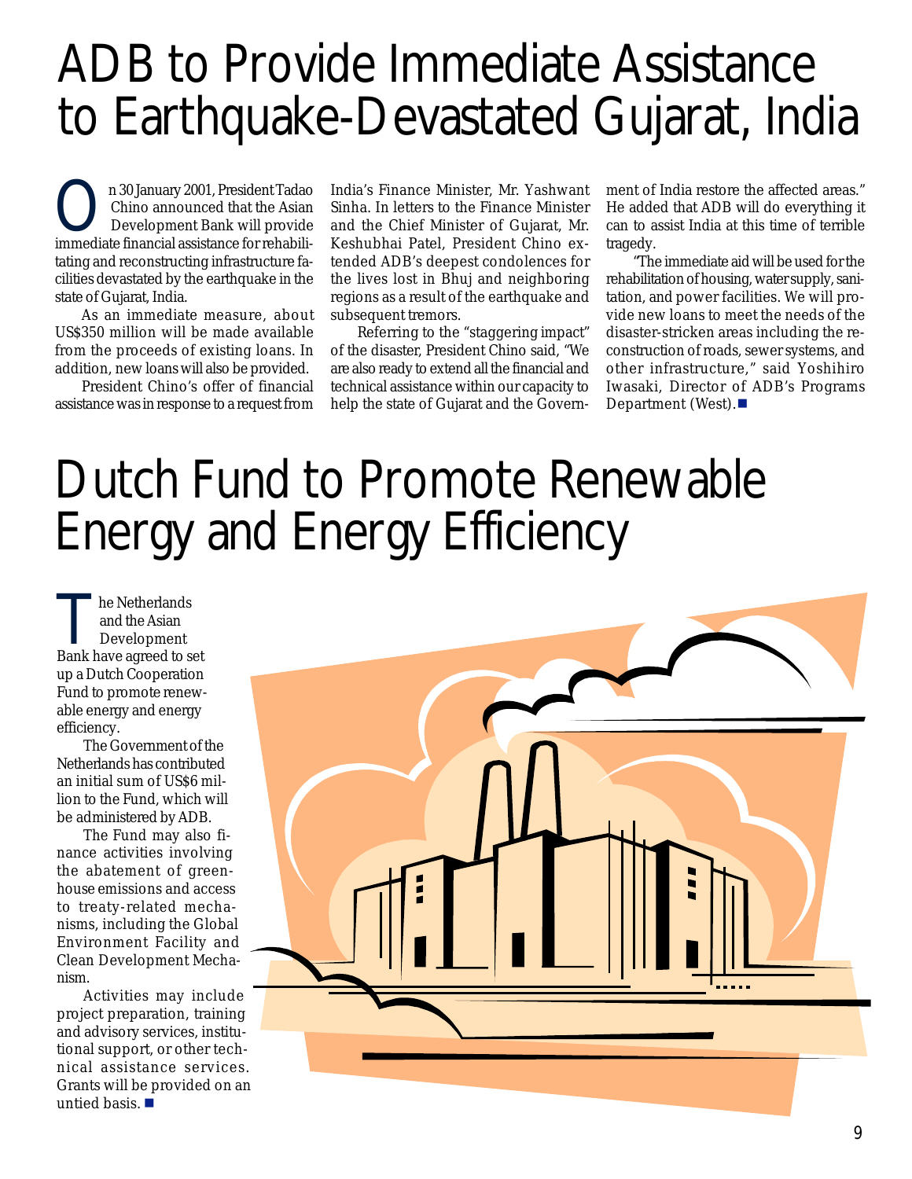# ADB to Provide Immediate Assistance to Earthquake-Devastated Gujarat, India

On 30 January 2001, President Tadao Chino announced that the Asian Development Bank will provide immediate financial assistance for rehabilitating and reconstructing infrastructure facilities devastated by the earthquake in the state of Gujarat, India.

As an immediate measure, about US$350 million will be made available from the proceeds of existing loans. In addition, new loans will also be provided.

President Chino's offer of financial assistance was in response to a request from India's Finance Minister, Mr. Yashwant Sinha. In letters to the Finance Minister and the Chief Minister of Gujarat, Mr. Keshubhai Patel, President Chino extended ADB's deepest condolences for the lives lost in Bhuj and neighboring regions as a result of the earthquake and subsequent tremors.

Referring to the "staggering impact" of the disaster, President Chino said, "We are also ready to extend all the financial and technical assistance within our capacity to help the state of Gujarat and the Government of India restore the affected areas." He added that ADB will do everything it can to assist India at this time of terrible tragedy.

"The immediate aid will be used for the rehabilitation of housing, water supply, sanitation, and power facilities. We will provide new loans to meet the needs of the disaster-stricken areas including the reconstruction of roads, sewer systems, and other infrastructure," said Yoshihiro Iwasaki, Director of ADB's Programs Department (West). ■

# Dutch Fund to Promote Renewable Energy and Energy Efficiency

The Netherlands and the Asian Development Bank have agreed to set up a Dutch Cooperation Fund to promote renewable energy and energy efficiency.

The Government of the Netherlands has contributed an initial sum of US$6 million to the Fund, which will be administered by ADB.

The Fund may also finance activities involving the abatement of greenhouse emissions and access to treaty-related mechanisms, including the Global Environment Facility and Clean Development Mechanism.

Activities may include project preparation, training and advisory services, institutional support, or other technical assistance services. Grants will be provided on an untied basis. ■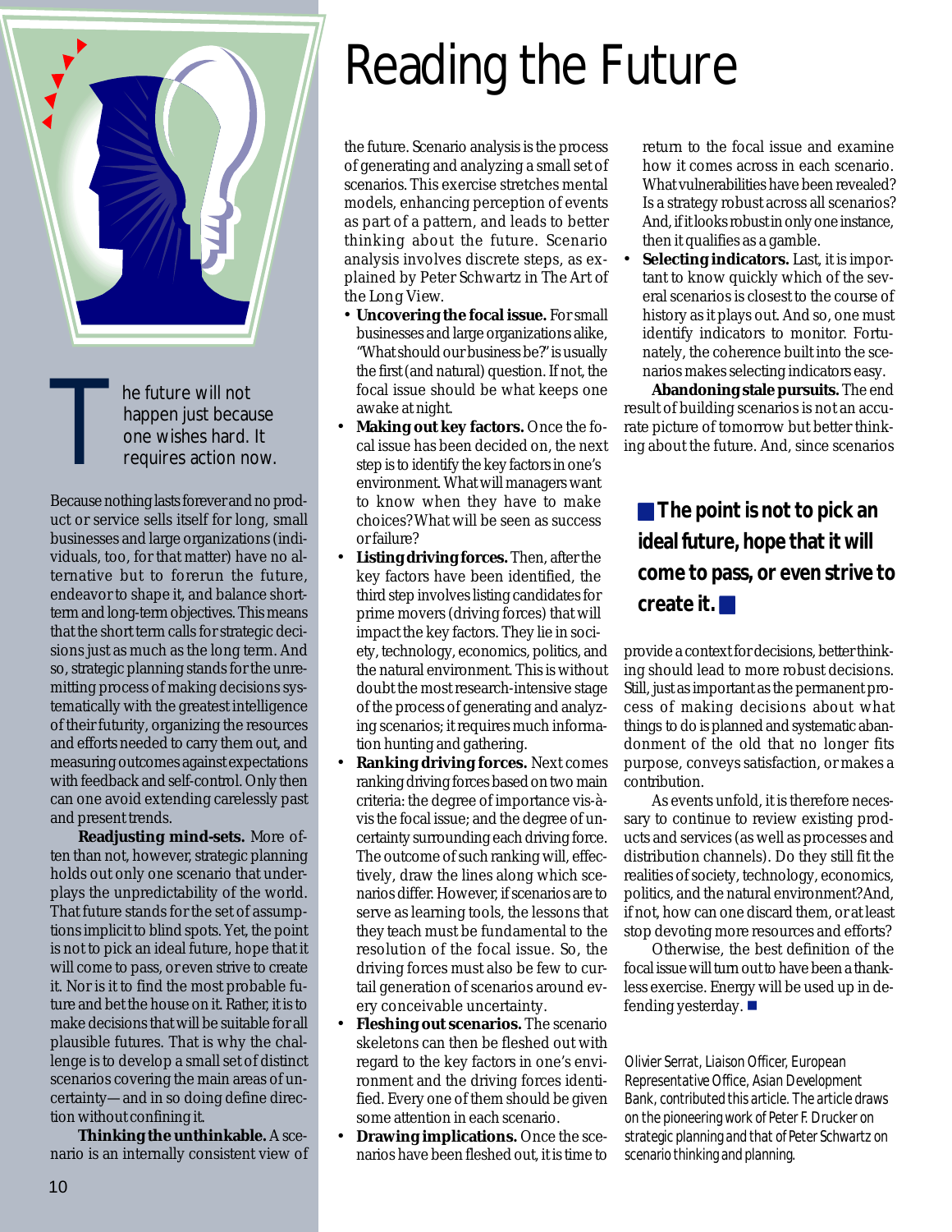# Reading the Future

The future will not happen just because one wishes hard. It requires action now.

Because nothing lasts forever and no product or service sells itself for long, small businesses and large organizations (individuals, too, for that matter) have no alternative but to forerun the future, endeavor to shape it, and balance short-term and long-term objectives. This means that the short term calls for strategic decisions just as much as the long term. And so, strategic planning stands for the unremitting process of making decisions systematically with the greatest intelligence of their futurity, organizing the resources and efforts needed to carry them out, and measuring outcomes against expectations with feedback and self-control. Only then can one avoid extending carelessly past and present trends.

**Readjusting mind-sets.** More often than not, however, strategic planning holds out only one scenario that underplays the unpredictability of the world. That future stands for the set of assumptions implicit to blind spots. Yet, the point is not to pick an ideal future, hope that it will come to pass, or even strive to create it. Nor is it to find the most probable future and bet the house on it. Rather, it is to make decisions that will be suitable for all plausible futures. That is why the challenge is to develop a small set of distinct scenarios covering the main areas of uncertainty—and in so doing define direction without confining it.

**Thinking the unthinkable.** A scenario is an internally consistent view of the future. Scenario analysis is the process of generating and analyzing a small set of scenarios. This exercise stretches mental models, enhancing perception of events as part of a pattern, and leads to better thinking about the future. Scenario analysis involves discrete steps, as explained by Peter Schwartz in The Art of the Long View.

- **Uncovering the focal issue.** For small businesses and large organizations alike, "What should our business be?" is usually the first (and natural) question. If not, the focal issue should be what keeps one awake at night.
- **Making out key factors.** Once the focal issue has been decided on, the next step is to identify the key factors in one's environment. What will managers want to know when they have to make choices? What will be seen as success or failure?
- **Listing driving forces.** Then, after the key factors have been identified, the third step involves listing candidates for prime movers (driving forces) that will impact the key factors. They lie in society, technology, economics, politics, and the natural environment. This is without doubt the most research-intensive stage of the process of generating and analyzing scenarios; it requires much information hunting and gathering.
- **Ranking driving forces.** Next comes ranking driving forces based on two main criteria: the degree of importance vis-à-vis the focal issue; and the degree of uncertainty surrounding each driving force. The outcome of such ranking will, effectively, draw the lines along which scenarios differ. However, if scenarios are to serve as learning tools, the lessons that they teach must be fundamental to the resolution of the focal issue. So, the driving forces must also be few to curtail generation of scenarios around every conceivable uncertainty.
- **Fleshing out scenarios.** The scenario skeletons can then be fleshed out with regard to the key factors in one's environment and the driving forces identified. Every one of them should be given some attention in each scenario.
- **Drawing implications.** Once the scenarios have been fleshed out, it is time to return to the focal issue and examine how it comes across in each scenario. What vulnerabilities have been revealed? Is a strategy robust across all scenarios? And, if it looks robust in only one instance, then it qualifies as a gamble.
- **Selecting indicators.** Last, it is important to know quickly which of the several scenarios is closest to the course of history as it plays out. And so, one must identify indicators to monitor. Fortunately, the coherence built into the scenarios makes selecting indicators easy.

**Abandoning stale pursuits.** The end result of building scenarios is not an accurate picture of tomorrow but better thinking about the future. And, since scenarios provide a context for decisions, better thinking should lead to more robust decisions. Still, just as important as the permanent process of making decisions about what things to do is planned and systematic abandonment of the old that no longer fits purpose, conveys satisfaction, or makes a contribution.

> **The point is not to pick an ideal future, hope that it will come to pass, or even strive to create it.**

As events unfold, it is therefore necessary to continue to review existing products and services (as well as processes and distribution channels). Do they still fit the realities of society, technology, economics, politics, and the natural environment? And, if not, how can one discard them, or at least stop devoting more resources and efforts?

Otherwise, the best definition of the focal issue will turn out to have been a thankless exercise. Energy will be used up in defending yesterday. ■

*Olivier Serrat, Liaison Officer, European Representative Office, Asian Development Bank, contributed this article. The article draws on the pioneering work of Peter F. Drucker on strategic planning and that of Peter Schwartz on scenario thinking and planning.*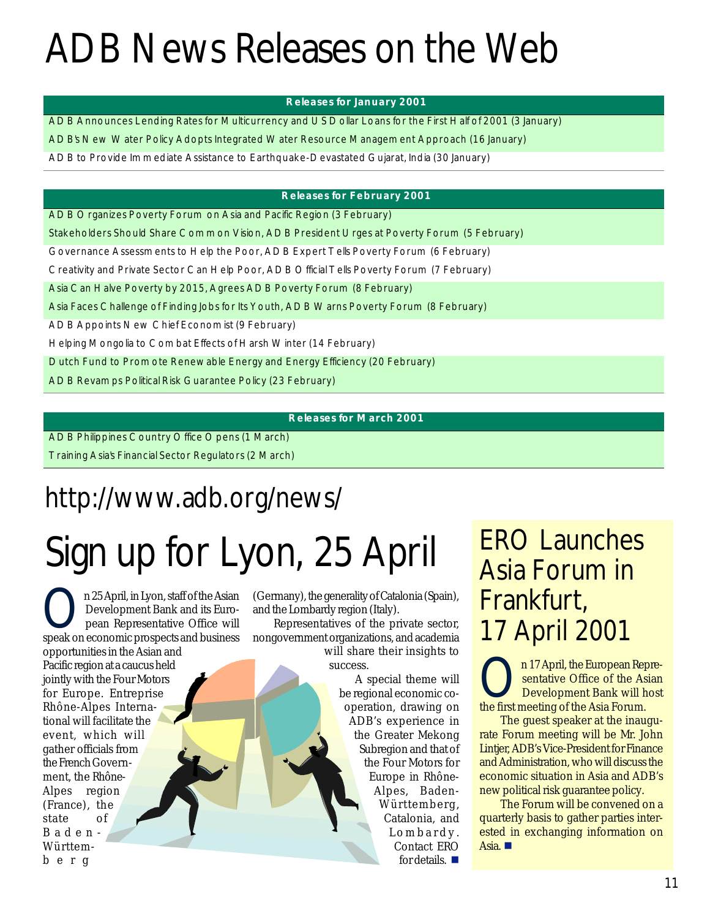# ADB News Releases on the Web

| Releases for January 2001 |
|---|
| ADB Announces Lending Rates for Multicurrency and US Dollar Loans for the First Half of 2001 (3 January) |
| ADB's New Water Policy Adopts Integrated Water Resource Management Approach (16 January) |
| ADB to Provide Immediate Assistance to Earthquake-Devastated Gujarat, India (30 January) |

| Releases for February 2001 |
|---|
| ADB Organizes Poverty Forum on Asia and Pacific Region (3 February) |
| Stakeholders Should Share Common Vision, ADB President Urges at Poverty Forum (5 February) |
| Governance Assessments to Help the Poor, ADB Expert Tells Poverty Forum (6 February) |
| Creativity and Private Sector Can Help Poor, ADB Official Tells Poverty Forum (7 February) |
| Asia Can Halve Poverty by 2015, Agrees ADB Poverty Forum (8 February) |
| Asia Faces Challenge of Finding Jobs for Its Youth, ADB Warns Poverty Forum (8 February) |
| ADB Appoints New Chief Economist (9 February) |
| Helping Mongolia to Combat Effects of Harsh Winter (14 February) |
| Dutch Fund to Promote Renewable Energy and Energy Efficiency (20 February) |
| ADB Revamps Political Risk Guarantee Policy (23 February) |

| Releases for March 2001 |
|---|
| ADB Philippines Country Office Opens (1 March) |
| Training Asia's Financial Sector Regulators (2 March) |

## http://www.adb.org/news/

# Sign up for Lyon, 25 April

On 25 April, in Lyon, staff of the Asian Development Bank and its European Representative Office will speak on economic prospects and business opportunities in the Asian and Pacific region at a caucus held jointly with the Four Motors for Europe. Entreprise Rhône-Alpes International will facilitate the event, which will gather officials from the French Government, the Rhône-Alpes region (France), the state of Baden-Württemberg (Germany), the generality of Catalonia (Spain), and the Lombardy region (Italy).

Representatives of the private sector, nongovernment organizations, and academia will share their insights to success.

A special theme will be regional economic cooperation, drawing on ADB's experience in the Greater Mekong Subregion and that of the Four Motors for Europe in Rhône-Alpes, Baden-Württemberg, Catalonia, and Lombardy. Contact ERO for details. ■

# ERO Launches Asia Forum in Frankfurt, 17 April 2001

On 17 April, the European Representative Office of the Asian Development Bank will host the first meeting of the Asia Forum.

The guest speaker at the inaugurate Forum meeting will be Mr. John Lintjer, ADB's Vice-President for Finance and Administration, who will discuss the economic situation in Asia and ADB's new political risk guarantee policy.

The Forum will be convened on a quarterly basis to gather parties interested in exchanging information on Asia. ■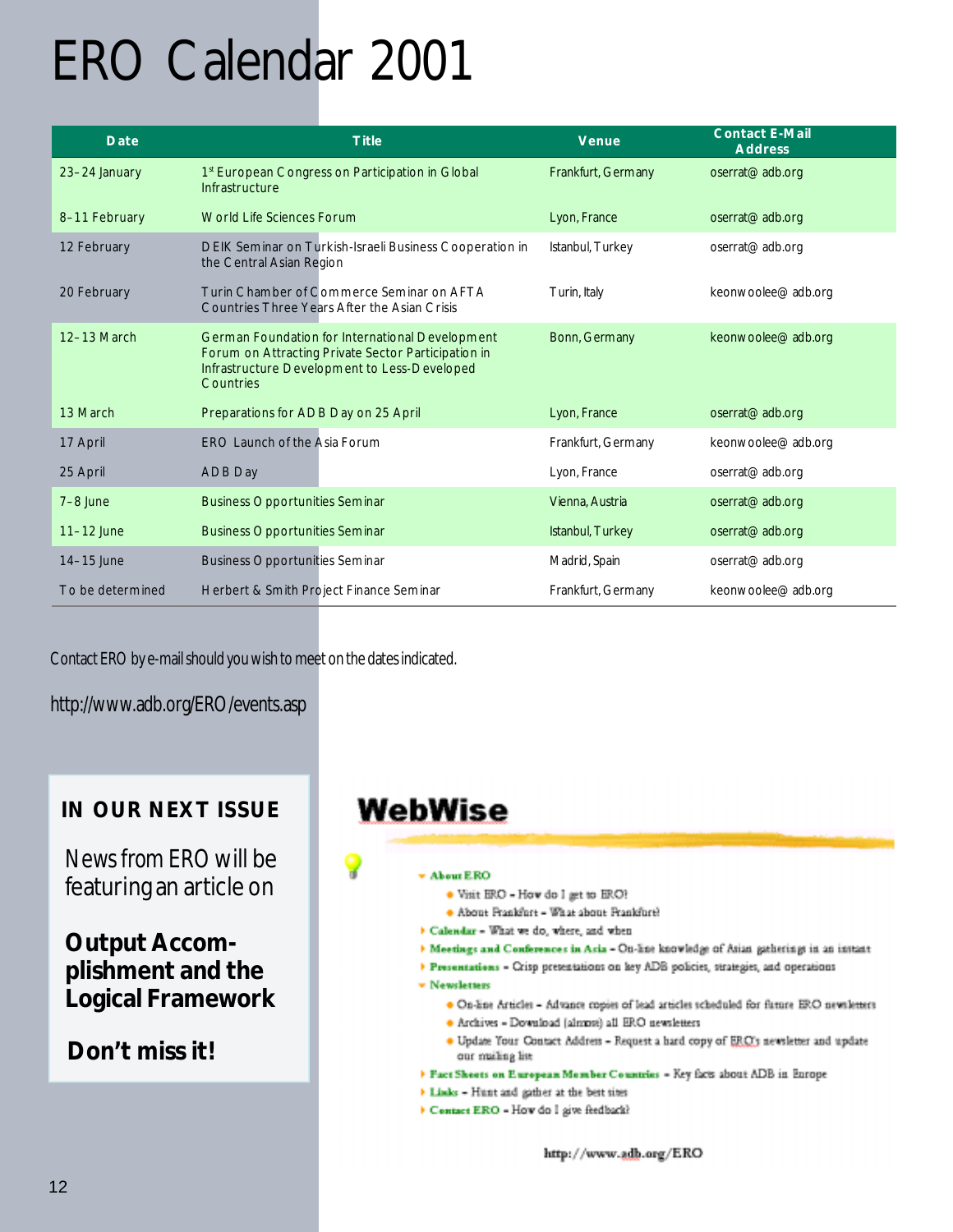# ERO Calendar 2001

| Date | Title | Venue | Contact E-Mail Address |
|---|---|---|---|
| 23–24 January | 1st European Congress on Participation in Global Infrastructure | Frankfurt, Germany | oserrat@adb.org |
| 8–11 February | World Life Sciences Forum | Lyon, France | oserrat@adb.org |
| 12 February | DEIK Seminar on Turkish-Israeli Business Cooperation in the Central Asian Region | Istanbul, Turkey | oserrat@adb.org |
| 20 February | Turin Chamber of Commerce Seminar on AFTA Countries Three Years After the Asian Crisis | Turin, Italy | keonwoolee@adb.org |
| 12–13 March | German Foundation for International Development Forum on Attracting Private Sector Participation in Infrastructure Development to Less-Developed Countries | Bonn, Germany | keonwoolee@adb.org |
| 13 March | Preparations for ADB Day on 25 April | Lyon, France | oserrat@adb.org |
| 17 April | ERO Launch of the Asia Forum | Frankfurt, Germany | keonwoolee@adb.org |
| 25 April | ADB Day | Lyon, France | oserrat@adb.org |
| 7–8 June | Business Opportunities Seminar | Vienna, Austria | oserrat@adb.org |
| 11–12 June | Business Opportunities Seminar | Istanbul, Turkey | oserrat@adb.org |
| 14–15 June | Business Opportunities Seminar | Madrid, Spain | oserrat@adb.org |
| To be determined | Herbert & Smith Project Finance Seminar | Frankfurt, Germany | keonwoolee@adb.org |

Contact ERO by e-mail should you wish to meet on the dates indicated.

http://www.adb.org/ERO/events.asp

## IN OUR NEXT ISSUE

News from ERO will be featuring an article on

**Output Accom-plishment and the Logical Framework**

**Don't miss it!**

## WebWise

- **About ERO**
  - Visit ERO – How do I get to ERO?
  - About Frankfurt – What about Frankfurt?
- **Calendar** – What we do, where, and when
- **Meetings and Conferences in Asia** – On-line knowledge of Asian gatherings in an instant
- **Presentations** – Crisp presentations on key ADB policies, strategies, and operations
- **Newsletters**
  - On-line Articles – Advance copies of lead articles scheduled for future ERO newsletters
  - Archives – Download (almost) all ERO newsletters
  - Update Your Contact Address – Request a hard copy of ERO's newsletter and update our mailing list
- **Fact Sheets on European Member Countries** – Key facts about ADB in Europe
- **Links** – Hunt and gather at the best sites
- **Contact ERO** – How do I give feedback?

http://www.adb.org/ERO